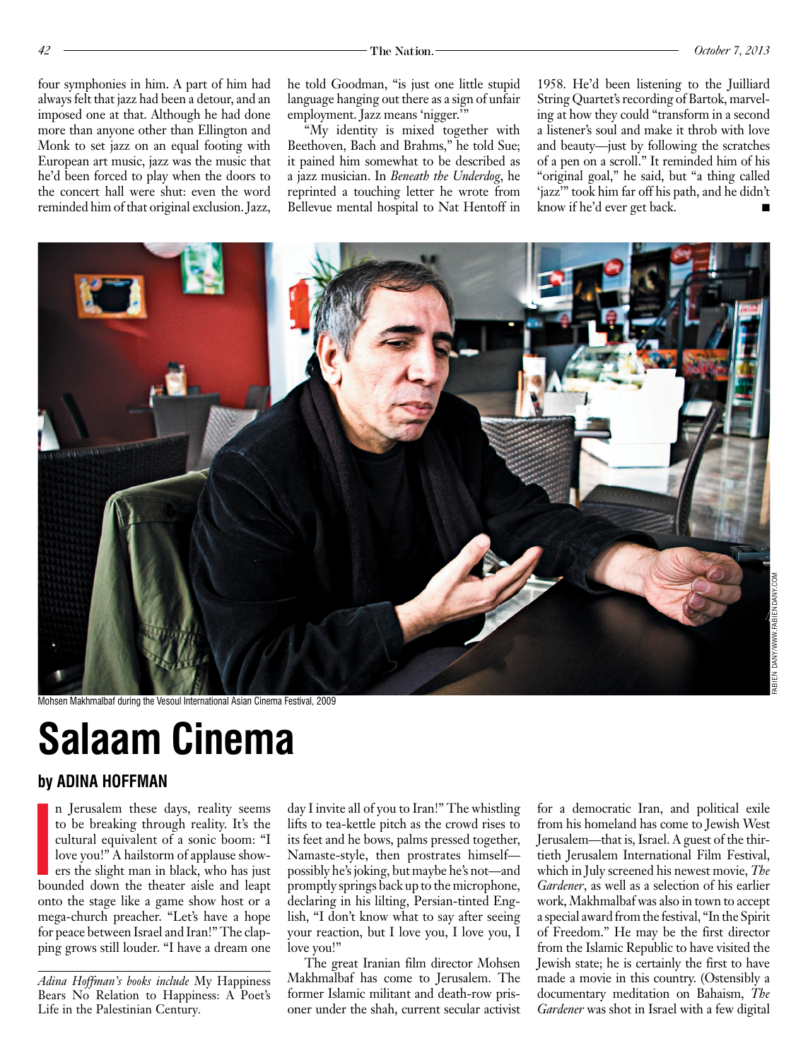four symphonies in him. A part of him had always felt that jazz had been a detour, and an imposed one at that. Although he had done more than anyone other than Ellington and Monk to set jazz on an equal footing with European art music, jazz was the music that he'd been forced to play when the doors to the concert hall were shut: even the word reminded him of that original exclusion. Jazz, he told Goodman, "is just one little stupid language hanging out there as a sign of unfair employment. Jazz means 'nigger.'"

"My identity is mixed together with Beethoven, Bach and Brahms," he told Sue; it pained him somewhat to be described as a jazz musician. In *Beneath the Underdog*, he reprinted a touching letter he wrote from Bellevue mental hospital to Nat Hentoff in 1958. He'd been listening to the Juilliard String Quartet's recording of Bartok, marveling at how they could "transform in a second a listener's soul and make it throb with love and beauty—just by following the scratches of a pen on a scroll." It reminded him of his "original goal," he said, but "a thing called 'jazz'" took him far off his path, and he didn't know if he'd ever get back. ■

Mohsen Makhmalbaf during the Vesoul International Asian Cinema Festival, 2009

FABIEN DANY/WWW.FABIENDANY.COM

# Salaam Cinema

## by ADINA HOFFMAN

In Jerusalem these days, reality seems to be breaking through reality. It's the cultural equivalent of a sonic boom: "I love you!" A hailstorm of applause showers the slight man in black, who has just bounded down the theater aisle and leapt onto the stage like a game show host or a mega-church preacher. "Let's have a hope for peace between Israel and Iran!" The clapping grows still louder. "I have a dream one day I invite all of you to Iran!" The whistling lifts to tea-kettle pitch as the crowd rises to its feet and he bows, palms pressed together, Namaste-style, then prostrates himself—possibly he's joking, but maybe he's not—and promptly springs back up to the microphone, declaring in his lilting, Persian-tinted English, "I don't know what to say after seeing your reaction, but I love you, I love you, I love you!"

The great Iranian film director Mohsen Makhmalbaf has come to Jerusalem. The former Islamic militant and death-row prisoner under the shah, current secular activist for a democratic Iran, and political exile from his homeland has come to Jewish West Jerusalem—that is, Israel. A guest of the thirtieth Jerusalem International Film Festival, which in July screened his newest movie, *The Gardener*, as well as a selection of his earlier work, Makhmalbaf was also in town to accept a special award from the festival, "In the Spirit of Freedom." He may be the first director from the Islamic Republic to have visited the Jewish state; he is certainly the first to have made a movie in this country. (Ostensibly a documentary meditation on Bahaism, *The Gardener* was shot in Israel with a few digital

*Adina Hoffman's books include* My Happiness Bears No Relation to Happiness: A Poet's Life in the Palestinian Century.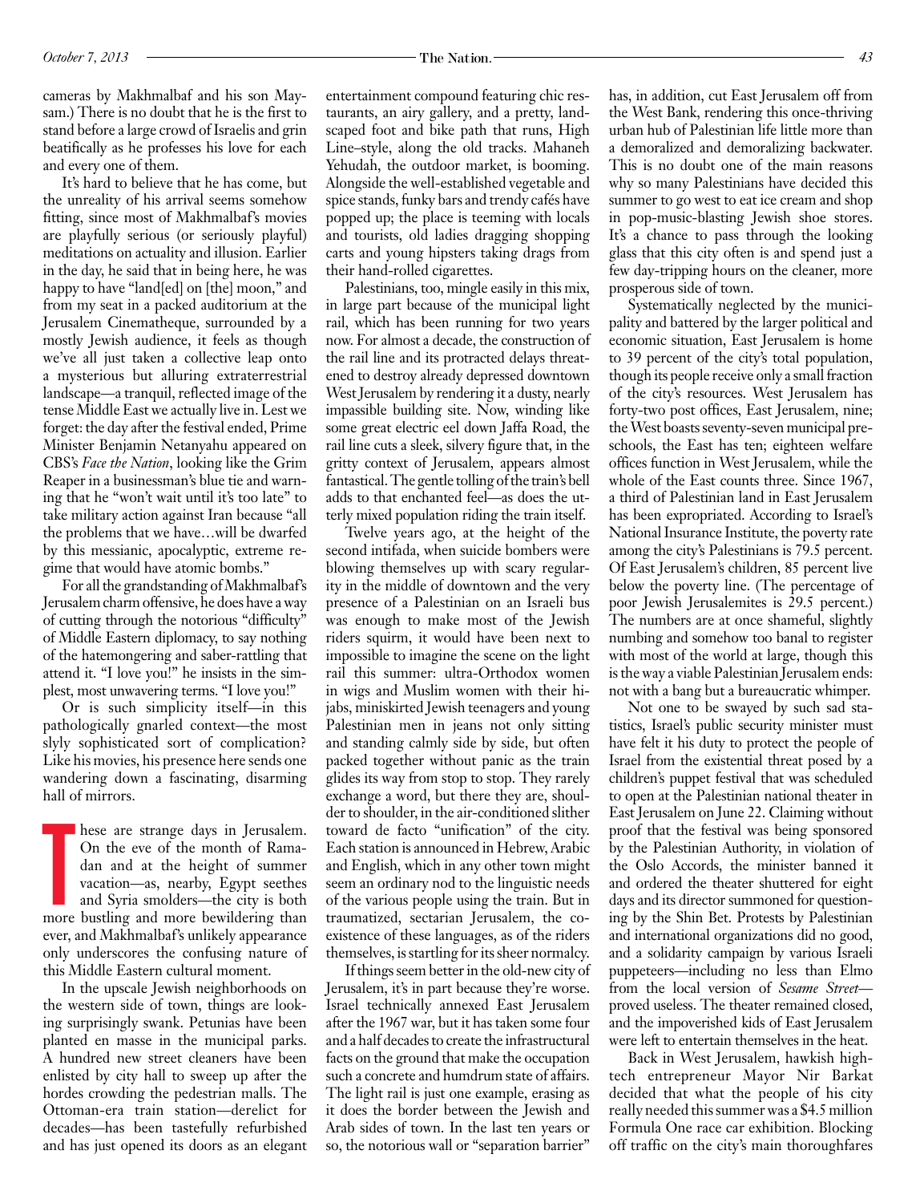cameras by Makhmalbaf and his son Maysam.) There is no doubt that he is the first to stand before a large crowd of Israelis and grin beatifically as he professes his love for each and every one of them.

It's hard to believe that he has come, but the unreality of his arrival seems somehow fitting, since most of Makhmalbaf's movies are playfully serious (or seriously playful) meditations on actuality and illusion. Earlier in the day, he said that in being here, he was happy to have "land[ed] on [the] moon," and from my seat in a packed auditorium at the Jerusalem Cinematheque, surrounded by a mostly Jewish audience, it feels as though we've all just taken a collective leap onto a mysterious but alluring extraterrestrial landscape—a tranquil, reflected image of the tense Middle East we actually live in. Lest we forget: the day after the festival ended, Prime Minister Benjamin Netanyahu appeared on CBS's *Face the Nation*, looking like the Grim Reaper in a businessman's blue tie and warning that he "won't wait until it's too late" to take military action against Iran because "all the problems that we have…will be dwarfed by this messianic, apocalyptic, extreme regime that would have atomic bombs."

For all the grandstanding of Makhmalbaf's Jerusalem charm offensive, he does have a way of cutting through the notorious "difficulty" of Middle Eastern diplomacy, to say nothing of the hatemongering and saber-rattling that attend it. "I love you!" he insists in the simplest, most unwavering terms. "I love you!"

Or is such simplicity itself—in this pathologically gnarled context—the most slyly sophisticated sort of complication? Like his movies, his presence here sends one wandering down a fascinating, disarming hall of mirrors.

These are strange days in Jerusalem. On the eve of the month of Ramadan and at the height of summer vacation—as, nearby, Egypt seethes and Syria smolders—the city is both more bustling and more bewildering than ever, and Makhmalbaf's unlikely appearance only underscores the confusing nature of this Middle Eastern cultural moment.

In the upscale Jewish neighborhoods on the western side of town, things are looking surprisingly swank. Petunias have been planted en masse in the municipal parks. A hundred new street cleaners have been enlisted by city hall to sweep up after the hordes crowding the pedestrian malls. The Ottoman-era train station—derelict for decades—has been tastefully refurbished and has just opened its doors as an elegant entertainment compound featuring chic restaurants, an airy gallery, and a pretty, landscaped foot and bike path that runs, High Line–style, along the old tracks. Mahaneh Yehudah, the outdoor market, is booming. Alongside the well-established vegetable and spice stands, funky bars and trendy cafés have popped up; the place is teeming with locals and tourists, old ladies dragging shopping carts and young hipsters taking drags from their hand-rolled cigarettes.

Palestinians, too, mingle easily in this mix, in large part because of the municipal light rail, which has been running for two years now. For almost a decade, the construction of the rail line and its protracted delays threatened to destroy already depressed downtown West Jerusalem by rendering it a dusty, nearly impassible building site. Now, winding like some great electric eel down Jaffa Road, the rail line cuts a sleek, silvery figure that, in the gritty context of Jerusalem, appears almost fantastical. The gentle tolling of the train's bell adds to that enchanted feel—as does the utterly mixed population riding the train itself.

Twelve years ago, at the height of the second intifada, when suicide bombers were blowing themselves up with scary regularity in the middle of downtown and the very presence of a Palestinian on an Israeli bus was enough to make most of the Jewish riders squirm, it would have been next to impossible to imagine the scene on the light rail this summer: ultra-Orthodox women in wigs and Muslim women with their hijabs, miniskirted Jewish teenagers and young Palestinian men in jeans not only sitting and standing calmly side by side, but often packed together without panic as the train glides its way from stop to stop. They rarely exchange a word, but there they are, shoulder to shoulder, in the air-conditioned slither toward de facto "unification" of the city. Each station is announced in Hebrew, Arabic and English, which in any other town might seem an ordinary nod to the linguistic needs of the various people using the train. But in traumatized, sectarian Jerusalem, the coexistence of these languages, as of the riders themselves, is startling for its sheer normalcy.

If things seem better in the old-new city of Jerusalem, it's in part because they're worse. Israel technically annexed East Jerusalem after the 1967 war, but it has taken some four and a half decades to create the infrastructural facts on the ground that make the occupation such a concrete and humdrum state of affairs. The light rail is just one example, erasing as it does the border between the Jewish and Arab sides of town. In the last ten years or so, the notorious wall or "separation barrier" has, in addition, cut East Jerusalem off from the West Bank, rendering this once-thriving urban hub of Palestinian life little more than a demoralized and demoralizing backwater. This is no doubt one of the main reasons why so many Palestinians have decided this summer to go west to eat ice cream and shop in pop-music-blasting Jewish shoe stores. It's a chance to pass through the looking glass that this city often is and spend just a few day-tripping hours on the cleaner, more prosperous side of town.

Systematically neglected by the municipality and battered by the larger political and economic situation, East Jerusalem is home to 39 percent of the city's total population, though its people receive only a small fraction of the city's resources. West Jerusalem has forty-two post offices, East Jerusalem, nine; the West boasts seventy-seven municipal preschools, the East has ten; eighteen welfare offices function in West Jerusalem, while the whole of the East counts three. Since 1967, a third of Palestinian land in East Jerusalem has been expropriated. According to Israel's National Insurance Institute, the poverty rate among the city's Palestinians is 79.5 percent. Of East Jerusalem's children, 85 percent live below the poverty line. (The percentage of poor Jewish Jerusalemites is 29.5 percent.) The numbers are at once shameful, slightly numbing and somehow too banal to register with most of the world at large, though this is the way a viable Palestinian Jerusalem ends: not with a bang but a bureaucratic whimper.

Not one to be swayed by such sad statistics, Israel's public security minister must have felt it his duty to protect the people of Israel from the existential threat posed by a children's puppet festival that was scheduled to open at the Palestinian national theater in East Jerusalem on June 22. Claiming without proof that the festival was being sponsored by the Palestinian Authority, in violation of the Oslo Accords, the minister banned it and ordered the theater shuttered for eight days and its director summoned for questioning by the Shin Bet. Protests by Palestinian and international organizations did no good, and a solidarity campaign by various Israeli puppeteers—including no less than Elmo from the local version of *Sesame Street*—proved useless. The theater remained closed, and the impoverished kids of East Jerusalem were left to entertain themselves in the heat.

Back in West Jerusalem, hawkish high-tech entrepreneur Mayor Nir Barkat decided that what the people of his city really needed this summer was a $4.5 million Formula One race car exhibition. Blocking off traffic on the city's main thoroughfares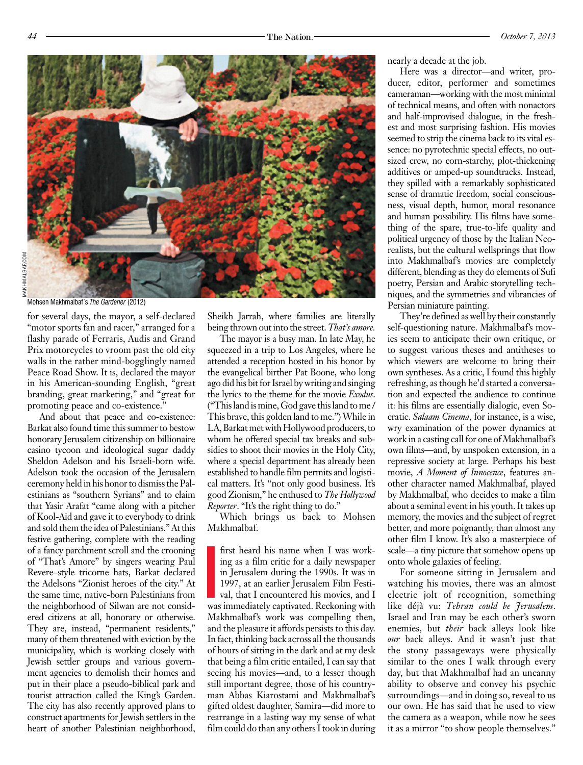Mohsen Makhmalbaf's *The Gardener* (2012)

for several days, the mayor, a self-declared "motor sports fan and racer," arranged for a flashy parade of Ferraris, Audis and Grand Prix motorcycles to vroom past the old city walls in the rather mind-bogglingly named Peace Road Show. It is, declared the mayor in his American-sounding English, "great branding, great marketing," and "great for promoting peace and co-existence."

And about that peace and co-existence: Barkat also found time this summer to bestow honorary Jerusalem citizenship on billionaire casino tycoon and ideological sugar daddy Sheldon Adelson and his Israeli-born wife. Adelson took the occasion of the Jerusalem ceremony held in his honor to dismiss the Palestinians as "southern Syrians" and to claim that Yasir Arafat "came along with a pitcher of Kool-Aid and gave it to everybody to drink and sold them the idea of Palestinians." At this festive gathering, complete with the reading of a fancy parchment scroll and the crooning of "That's Amore" by singers wearing Paul Revere–style tricorne hats, Barkat declared the Adelsons "Zionist heroes of the city." At the same time, native-born Palestinians from the neighborhood of Silwan are not considered citizens at all, honorary or otherwise. They are, instead, "permanent residents," many of them threatened with eviction by the municipality, which is working closely with Jewish settler groups and various government agencies to demolish their homes and put in their place a pseudo-biblical park and tourist attraction called the King's Garden. The city has also recently approved plans to construct apartments for Jewish settlers in the heart of another Palestinian neighborhood, Sheikh Jarrah, where families are literally being thrown out into the street. *That's amore.*

The mayor is a busy man. In late May, he squeezed in a trip to Los Angeles, where he attended a reception hosted in his honor by the evangelical birther Pat Boone, who long ago did his bit for Israel by writing and singing the lyrics to the theme for the movie *Exodus*. ("This land is mine, God gave this land to me / This brave, this golden land to me.") While in LA, Barkat met with Hollywood producers, to whom he offered special tax breaks and subsidies to shoot their movies in the Holy City, where a special department has already been established to handle film permits and logistical matters. It's "not only good business. It's good Zionism," he enthused to *The Hollywood Reporter*. "It's the right thing to do."

Which brings us back to Mohsen Makhmalbaf.

I first heard his name when I was working as a film critic for a daily newspaper in Jerusalem during the 1990s. It was in 1997, at an earlier Jerusalem Film Festival, that I encountered his movies, and I was immediately captivated. Reckoning with Makhmalbaf's work was compelling then, and the pleasure it affords persists to this day. In fact, thinking back across all the thousands of hours of sitting in the dark and at my desk that being a film critic entailed, I can say that seeing his movies—and, to a lesser though still important degree, those of his countryman Abbas Kiarostami and Makhmalbaf's gifted oldest daughter, Samira—did more to rearrange in a lasting way my sense of what film could do than any others I took in during nearly a decade at the job.

Here was a director—and writer, producer, editor, performer and sometimes cameraman—working with the most minimal of technical means, and often with nonactors and half-improvised dialogue, in the freshest and most surprising fashion. His movies seemed to strip the cinema back to its vital essence: no pyrotechnic special effects, no outsized crew, no corn-starchy, plot-thickening additives or amped-up soundtracks. Instead, they spilled with a remarkably sophisticated sense of dramatic freedom, social consciousness, visual depth, humor, moral resonance and human possibility. His films have something of the spare, true-to-life quality and political urgency of those by the Italian Neorealists, but the cultural wellsprings that flow into Makhmalbaf's movies are completely different, blending as they do elements of Sufi poetry, Persian and Arabic storytelling techniques, and the symmetries and vibrancies of Persian miniature painting.

They're defined as well by their constantly self-questioning nature. Makhmalbaf's movies seem to anticipate their own critique, or to suggest various theses and antitheses to which viewers are welcome to bring their own syntheses. As a critic, I found this highly refreshing, as though he'd started a conversation and expected the audience to continue it: his films are essentially dialogic, even Socratic. *Salaam Cinema*, for instance, is a wise, wry examination of the power dynamics at work in a casting call for one of Makhmalbaf's own films—and, by unspoken extension, in a repressive society at large. Perhaps his best movie, *A Moment of Innocence*, features another character named Makhmalbaf, played by Makhmalbaf, who decides to make a film about a seminal event in his youth. It takes up memory, the movies and the subject of regret better, and more poignantly, than almost any other film I know. It's also a masterpiece of scale—a tiny picture that somehow opens up onto whole galaxies of feeling.

For someone sitting in Jerusalem and watching his movies, there was an almost electric jolt of recognition, something like déjà vu: *Tehran could be Jerusalem*. Israel and Iran may be each other's sworn enemies, but *their* back alleys look like *our* back alleys. And it wasn't just that the stony passageways were physically similar to the ones I walk through every day, but that Makhmalbaf had an uncanny ability to observe and convey his psychic surroundings—and in doing so, reveal to us our own. He has said that he used to view the camera as a weapon, while now he sees it as a mirror "to show people themselves."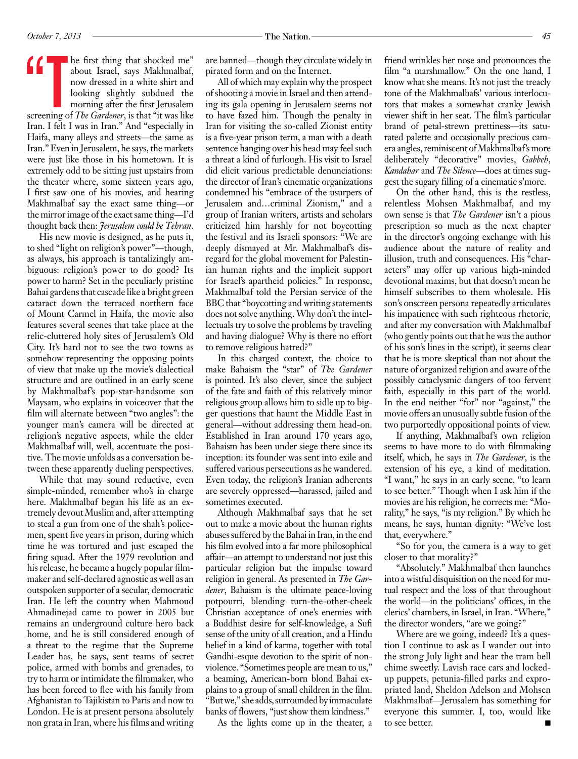"The first thing that shocked me" about Israel, says Makhmalbaf, now dressed in a white shirt and looking slightly subdued the morning after the first Jerusalem screening of *The Gardener*, is that "it was like Iran. I felt I was in Iran." And "especially in Haifa, many alleys and streets—the same as Iran." Even in Jerusalem, he says, the markets were just like those in his hometown. It is extremely odd to be sitting just upstairs from the theater where, some sixteen years ago, I first saw one of his movies, and hearing Makhmalbaf say the exact same thing—or the mirror image of the exact same thing—I'd thought back then: *Jerusalem could be Tehran*.

His new movie is designed, as he puts it, to shed "light on religion's power"—though, as always, his approach is tantalizingly ambiguous: religion's power to do good? Its power to harm? Set in the peculiarly pristine Bahai gardens that cascade like a bright green cataract down the terraced northern face of Mount Carmel in Haifa, the movie also features several scenes that take place at the relic-cluttered holy sites of Jerusalem's Old City. It's hard not to see the two towns as somehow representing the opposing points of view that make up the movie's dialectical structure and are outlined in an early scene by Makhmalbaf's pop-star-handsome son Maysam, who explains in voiceover that the film will alternate between "two angles": the younger man's camera will be directed at religion's negative aspects, while the elder Makhmalbaf will, well, accentuate the positive. The movie unfolds as a conversation between these apparently dueling perspectives.

While that may sound reductive, even simple-minded, remember who's in charge here. Makhmalbaf began his life as an extremely devout Muslim and, after attempting to steal a gun from one of the shah's policemen, spent five years in prison, during which time he was tortured and just escaped the firing squad. After the 1979 revolution and his release, he became a hugely popular filmmaker and self-declared agnostic as well as an outspoken supporter of a secular, democratic Iran. He left the country when Mahmoud Ahmadinejad came to power in 2005 but remains an underground culture hero back home, and he is still considered enough of a threat to the regime that the Supreme Leader has, he says, sent teams of secret police, armed with bombs and grenades, to try to harm or intimidate the filmmaker, who has been forced to flee with his family from Afghanistan to Tajikistan to Paris and now to London. He is at present persona absolutely non grata in Iran, where his films and writing are banned—though they circulate widely in pirated form and on the Internet.

All of which may explain why the prospect of shooting a movie in Israel and then attending its gala opening in Jerusalem seems not to have fazed him. Though the penalty in Iran for visiting the so-called Zionist entity is a five-year prison term, a man with a death sentence hanging over his head may feel such a threat a kind of furlough. His visit to Israel did elicit various predictable denunciations: the director of Iran's cinematic organizations condemned his "embrace of the usurpers of Jerusalem and…criminal Zionism," and a group of Iranian writers, artists and scholars criticized him harshly for not boycotting the festival and its Israeli sponsors: "We are deeply dismayed at Mr. Makhmalbaf's disregard for the global movement for Palestinian human rights and the implicit support for Israel's apartheid policies." In response, Makhmalbaf told the Persian service of the BBC that "boycotting and writing statements does not solve anything. Why don't the intellectuals try to solve the problems by traveling and having dialogue? Why is there no effort to remove religious hatred?"

In this charged context, the choice to make Bahaism the "star" of *The Gardener* is pointed. It's also clever, since the subject of the fate and faith of this relatively minor religious group allows him to sidle up to bigger questions that haunt the Middle East in general—without addressing them head-on. Established in Iran around 170 years ago, Bahaism has been under siege there since its inception: its founder was sent into exile and suffered various persecutions as he wandered. Even today, the religion's Iranian adherents are severely oppressed—harassed, jailed and sometimes executed.

Although Makhmalbaf says that he set out to make a movie about the human rights abuses suffered by the Bahai in Iran, in the end his film evolved into a far more philosophical affair—an attempt to understand not just this particular religion but the impulse toward religion in general. As presented in *The Gardener*, Bahaism is the ultimate peace-loving potpourri, blending turn-the-other-cheek Christian acceptance of one's enemies with a Buddhist desire for self-knowledge, a Sufi sense of the unity of all creation, and a Hindu belief in a kind of karma, together with total Gandhi-esque devotion to the spirit of nonviolence. "Sometimes people are mean to us," a beaming, American-born blond Bahai explains to a group of small children in the film. "But we," she adds, surrounded by immaculate banks of flowers, "just show them kindness."

As the lights come up in the theater, a friend wrinkles her nose and pronounces the film "a marshmallow." On the one hand, I know what she means. It's not just the treacly tone of the Makhmalbafs' various interlocutors that makes a somewhat cranky Jewish viewer shift in her seat. The film's particular brand of petal-strewn prettiness—its saturated palette and occasionally precious camera angles, reminiscent of Makhmalbaf's more deliberately "decorative" movies, *Gabbeh*, *Kandahar* and *The Silence*—does at times suggest the sugary filling of a cinematic s'more.

On the other hand, this is the restless, relentless Mohsen Makhmalbaf, and my own sense is that *The Gardener* isn't a pious prescription so much as the next chapter in the director's ongoing exchange with his audience about the nature of reality and illusion, truth and consequences. His "characters" may offer up various high-minded devotional maxims, but that doesn't mean he himself subscribes to them wholesale. His son's onscreen persona repeatedly articulates his impatience with such righteous rhetoric, and after my conversation with Makhmalbaf (who gently points out that he was the author of his son's lines in the script), it seems clear that he is more skeptical than not about the nature of organized religion and aware of the possibly cataclysmic dangers of too fervent faith, especially in this part of the world. In the end neither "for" nor "against," the movie offers an unusually subtle fusion of the two purportedly oppositional points of view.

If anything, Makhmalbaf's own religion seems to have more to do with filmmaking itself, which, he says in *The Gardener*, is the extension of his eye, a kind of meditation. "I want," he says in an early scene, "to learn to see better." Though when I ask him if the movies are his religion, he corrects me: "Morality," he says, "is my religion." By which he means, he says, human dignity: "We've lost that, everywhere."

"So for you, the camera is a way to get closer to that morality?"

"Absolutely." Makhmalbaf then launches into a wistful disquisition on the need for mutual respect and the loss of that throughout the world—in the politicians' offices, in the clerics' chambers, in Israel, in Iran. "Where," the director wonders, "are we going?"

Where are we going, indeed? It's a question I continue to ask as I wander out into the strong July light and hear the tram bell chime sweetly. Lavish race cars and locked-up puppets, petunia-filled parks and expropriated land, Sheldon Adelson and Mohsen Makhmalbaf—Jerusalem has something for everyone this summer. I, too, would like to see better. ■